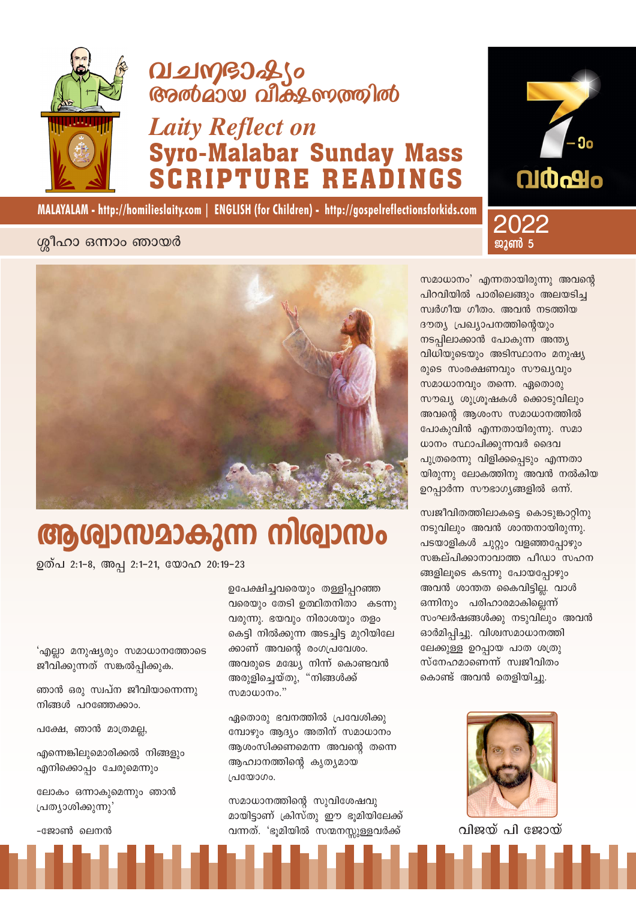# വചനഭാഷ്യം അൽമായ വീക്ഷണത്തിൽ

## *Laity Reflect on* Syro-Malabar Sunday Mass SCRIPTURE READINGS

7-ാം വർഷം

MALAYALAM - http://homilieslaity.com | ENGLISH (for Children) - http://gospelreflectionsforkids.com

ശ്ലീഹാ ഒന്നാം ഞായർ

2022 ജൂൺ 5

# ആശ്വാസമാകുന്ന നിശ്വാസം

ഉത്പ 2:1-8, അപ്പ 2:1-21, യോഹ 20:19-23

'എല്ലാ മനുഷ്യരും സമാധാനത്തോടെ ജീവിക്കുന്നത് സങ്കൽപ്പിക്കുക.

ഞാൻ ഒരു സ്വപ്ന ജീവിയാണെന്നു നിങ്ങൾ പറഞ്ഞേക്കാം.

പക്ഷേ, ഞാൻ മാത്രമല്ല,

എന്നെങ്കിലുമൊരിക്കൽ നിങ്ങളും എനിക്കൊപ്പം ചേരുമെന്നും

ലോകം ഒന്നാകുമെന്നും ഞാൻ പ്രത്യാശിക്കുന്നു'

-ജോൺ ലെനൻ

ഉപേക്ഷിച്ചവരെയും തള്ളിപ്പറഞ്ഞ വരെയും തേടി ഉത്ഥിതനിതാ കടന്നു വരുന്നു. ഭയവും നിരാശയും തളം കെട്ടി നിൽക്കുന്ന അടച്ചിട്ട മുറിയിലേ ക്കാണ് അവന്റെ രംഗപ്രവേശം. അവരുടെ മദ്ധ്യേ നിന്ന് കൊണ്ടവൻ അരുളിച്ചെയ്തു, "നിങ്ങൾക്ക് സമാധാനം."

ഏതൊരു ഭവനത്തിൽ പ്രവേശിക്കു മ്പോഴും ആദ്യം അതിന് സമാധാനം ആശംസിക്കണമെന്ന അവന്റെ തന്നെ ആഹ്വാനത്തിന്റെ കൃത്യമായ പ്രയോഗം.

സമാധാനത്തിന്റെ സുവിശേഷവു മായിട്ടാണ് ക്രിസ്തു ഈ ഭൂമിയിലേക്ക് വന്നത്. 'ഭൂമിയിൽ സന്മനസ്സുള്ളവർക്ക് സമാധാനം' എന്നതായിരുന്നു അവന്റെ പിറവിയിൽ പാരിലെങ്ങും അലയടിച്ച സ്വർഗീയ ഗീതം. അവൻ നടത്തിയ ദൗത്യ പ്രഖ്യാപനത്തിന്റെയും നടപ്പിലാക്കാൻ പോകുന്ന അന്ത്യ വിധിയുടെയും അടിസ്ഥാനം മനുഷ്യ രുടെ സംരക്ഷണവും സൗഖ്യവും സമാധാനവും തന്നെ. ഏതൊരു സൗഖ്യ ശുശ്രൂഷകൾ ക്കൊടുവിലും അവന്റെ ആശംസ സമാധാനത്തിൽ പോകുവിൻ എന്നതായിരുന്നു. സമാ ധാനം സ്ഥാപിക്കുന്നവർ ദൈവ പുത്രരെന്നു വിളിക്കപ്പെടും എന്നതാ യിരുന്നു ലോകത്തിനു അവൻ നൽകിയ ഉറപ്പാർന്ന സൗഭാഗ്യങ്ങളിൽ ഒന്ന്.

സ്വജീവിതത്തിലാകട്ടെ കൊടുങ്കാറ്റിനു നടുവിലും അവൻ ശാന്തനായിരുന്നു. പടയാളികൾ ചുറ്റും വളഞ്ഞപ്പോഴും സങ്കല്പിക്കാനാവാത്ത പീഡാ സഹന ങ്ങളിലൂടെ കടന്നു പോയപ്പോഴും അവൻ ശാന്തത കൈവിട്ടില്ല. വാൾ ഒന്നിനും പരിഹാരമാകില്ലെന്ന് സംഘർഷങ്ങൾക്കു നടുവിലും അവൻ ഓർമിപ്പിച്ചു. വിശ്വസമാധാനത്തി ലേക്കുള്ള ഉറപ്പായ പാത ശത്രു സ്നേഹമാണെന്ന് സ്വജീവിതം കൊണ്ട് അവൻ തെളിയിച്ചു.

വിജയ് പി ജോയ്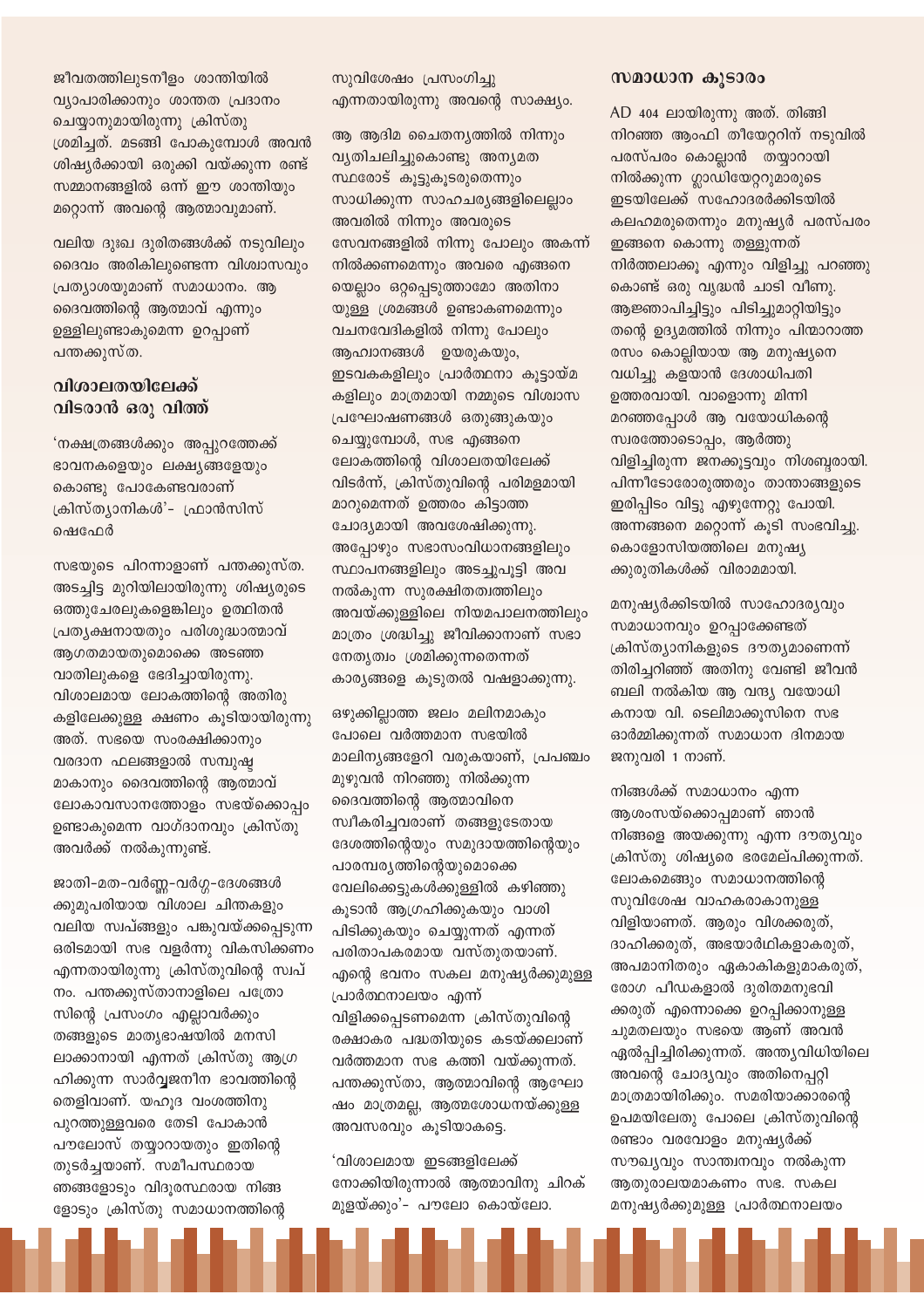ജീവതത്തിലുടനീളം ശാന്തിയിൽ വ്യാപാരിക്കാനും ശാന്തത പ്രദാനം ചെയ്യാനുമായിരുന്നു ക്രിസ്തു ശ്രമിച്ചത്. മടങ്ങി പോകുമ്പോൾ അവൻ ശിഷ്യർക്കായി ഒരുക്കി വയ്ക്കുന്ന രണ്ട് സമ്മാനങ്ങളിൽ ഒന്ന് ഈ ശാന്തിയും മറ്റൊന്ന് അവന്റെ ആത്മാവുമാണ്.

വലിയ ദുഃഖ ദുരിതങ്ങൾക്ക് നടുവിലും ദൈവം അരികിലുണ്ടെന്ന വിശ്വാസവും പ്രത്യാശയുമാണ് സമാധാനം. ആ ദൈവത്തിന്റെ ആത്മാവ് എന്നും ഉള്ളിലുണ്ടാകുമെന്ന ഉറപ്പാണ് പന്തക്കുസ്ത.

## വിശാലതയിലേക്ക് വിടരാൻ ഒരു വിത്ത്

'നക്ഷത്രങ്ങൾക്കും അപ്പുറത്തേക്ക് ഭാവനകളെയും ലക്ഷ്യങ്ങളേയും കൊണ്ടു പോകേണ്ടവരാണ് ക്രിസ്ത്യാനികൾ'- ഫ്രാൻസിസ് ഷെഫേർ

സഭയുടെ പിറന്നാളാണ് പന്തക്കുസ്ത. അടച്ചിട്ട മുറിയിലായിരുന്നു ശിഷ്യരുടെ ഒത്തുചേരലുകളെങ്കിലും ഉത്ഥിതൻ പ്രത്യക്ഷനായതും പരിശുദ്ധാത്മാവ് ആഗതമായതുമൊക്കെ അടഞ്ഞ വാതിലുകളെ ഭേദിച്ചായിരുന്നു. വിശാലമായ ലോകത്തിന്റെ അതിരുകളിലേക്കുള്ള ക്ഷണം കൂടിയായിരുന്നു അത്. സഭയെ സംരക്ഷിക്കാനും വരദാന ഫലങ്ങളാൽ സമ്പുഷ്ടമാകാനും ദൈവത്തിന്റെ ആത്മാവ് ലോകാവസാനത്തോളം സഭയ്ക്കൊപ്പം ഉണ്ടാകുമെന്ന വാഗ്ദാനവും ക്രിസ്തു അവർക്ക് നൽകുന്നുണ്ട്.

ജാതി-മത-വർണ്ണ-വർഗ്ഗ-ദേശങ്ങൾക്കുമുപരിയായ വിശാല ചിന്തകളും വലിയ സ്വപ്നങ്ങളും പങ്കുവയ്ക്കപ്പെടുന്ന ഒരിടമായി സഭ വളർന്നു വികസിക്കണം എന്നതായിരുന്നു ക്രിസ്തുവിന്റെ സ്വപ്നം. പന്തക്കുസ്താനാളിലെ പത്രോസിന്റെ പ്രസംഗം എല്ലാവർക്കും തങ്ങളുടെ മാതൃഭാഷയിൽ മനസിലാക്കാനായി എന്നത് ക്രിസ്തു ആഗ്രഹിക്കുന്ന സാർവ്വജനീന ഭാവത്തിന്റെ തെളിവാണ്. യഹൂദ വംശത്തിനു പുറത്തുള്ളവരെ തേടി പോകാൻ പൗലോസ് തയ്യാറായതും ഇതിന്റെ തുടർച്ചയാണ്. സമീപസ്ഥരായ ഞങ്ങളോടും വിദൂരസ്ഥരായ നിങ്ങളോടും ക്രിസ്തു സമാധാനത്തിന്റെ സുവിശേഷം പ്രസംഗിച്ചു എന്നതായിരുന്നു അവന്റെ സാക്ഷ്യം.

ആ ആദിമ ചൈതന്യത്തിൽ നിന്നും വ്യതിചലിച്ചുകൊണ്ടു അന്യമത സ്ഥരോട് കൂട്ടുകൂടരുതെന്നും സാധിക്കുന്ന സാഹചര്യങ്ങളിലെല്ലാം അവരിൽ നിന്നും അവരുടെ സേവനങ്ങളിൽ നിന്നു പോലും അകന്ന് നിൽക്കണമെന്നും അവരെ എങ്ങനെയെല്ലാം ഒറ്റപ്പെടുത്താമോ അതിനായുള്ള ശ്രമങ്ങൾ ഉണ്ടാകണമെന്നും വചനവേദികളിൽ നിന്നു പോലും ആഹ്വാനങ്ങൾ ഉയരുകയും, ഇടവകകളിലും പ്രാർത്ഥനാ കൂട്ടായ്മകളിലും മാത്രമായി നമ്മുടെ വിശ്വാസ പ്രഘോഷണങ്ങൾ ഒതുങ്ങുകയും ചെയ്യുമ്പോൾ, സഭ എങ്ങനെ ലോകത്തിന്റെ വിശാലതയിലേക്ക് വിടർന്ന്, ക്രിസ്തുവിന്റെ പരിമളമായി മാറുമെന്നത് ഉത്തരം കിട്ടാത്ത ചോദ്യമായി അവശേഷിക്കുന്നു. അപ്പോഴും സഭാസംവിധാനങ്ങളിലും സ്ഥാപനങ്ങളിലും അടച്ചുപൂട്ടി അവ നൽകുന്ന സുരക്ഷിതത്വത്തിലും അവയ്ക്കുള്ളിലെ നിയമപാലനത്തിലും മാത്രം ശ്രദ്ധിച്ചു ജീവിക്കാനാണ് സഭാ നേതൃത്വം ശ്രമിക്കുന്നതെന്നത് കാര്യങ്ങളെ കൂടുതൽ വഷളാക്കുന്നു.

ഒഴുക്കില്ലാത്ത ജലം മലിനമാകും പോലെ വർത്തമാന സഭയിൽ മാലിന്യങ്ങളേറി വരുകയാണ്, പ്രപഞ്ചം മുഴുവൻ നിറഞ്ഞു നിൽക്കുന്ന ദൈവത്തിന്റെ ആത്മാവിനെ സ്വീകരിച്ചവരാണ് തങ്ങളുടേതായ ദേശത്തിന്റെയും സമുദായത്തിന്റെയും പാരമ്പര്യത്തിന്റെയുമൊക്കെ വേലിക്കെട്ടുകൾക്കുള്ളിൽ കഴിഞ്ഞു കൂടാൻ ആഗ്രഹിക്കുകയും വാശി പിടിക്കുകയും ചെയ്യുന്നത് എന്നത് പരിതാപകരമായ വസ്തുതയാണ്. എന്റെ ഭവനം സകല മനുഷ്യർക്കുമുള്ള പ്രാർത്ഥനാലയം എന്ന് വിളിക്കപ്പെടണമെന്ന ക്രിസ്തുവിന്റെ രക്ഷാകര പദ്ധതിയുടെ കടയ്ക്കലാണ് വർത്തമാന സഭ കത്തി വയ്ക്കുന്നത്. പന്തക്കുസ്താ, ആത്മാവിന്റെ ആഘോഷം മാത്രമല്ല, ആത്മശോധനയ്ക്കുള്ള അവസരവും കൂടിയാകട്ടെ.

'വിശാലമായ ഇടങ്ങളിലേക്ക് നോക്കിയിരുന്നാൽ ആത്മാവിനു ചിറക് മുളയ്ക്കും'- പൗലോ കൊയ്‌ലോ.

## സമാധാന കൂടാരം

AD 404 ലായിരുന്നു അത്. തിങ്ങി നിറഞ്ഞ ആംഫി തീയേറ്ററിന് നടുവിൽ പരസ്പരം കൊല്ലാൻ തയ്യാറായി നിൽക്കുന്ന ഗ്ലാഡിയേറ്ററുമാരുടെ ഇടയിലേക്ക് സഹോദരർക്കിടയിൽ കലഹമരുതെന്നും മനുഷ്യർ പരസ്പരം ഇങ്ങനെ കൊന്നു തള്ളുന്നത് നിർത്തലാക്കൂ എന്നും വിളിച്ചു പറഞ്ഞു കൊണ്ട് ഒരു വൃദ്ധൻ ചാടി വീണു. ആജ്ഞാപിച്ചിട്ടും പിടിച്ചുമാറ്റിയിട്ടും തന്റെ ഉദ്യമത്തിൽ നിന്നും പിന്മാറാത്ത രസം കൊല്ലിയായ ആ മനുഷ്യനെ വധിച്ചു കളയാൻ ദേശാധിപതി ഉത്തരവായി. വാളൊന്നു മിന്നി മറഞ്ഞപ്പോൾ ആ വയോധികന്റെ സ്വരത്തോടൊപ്പം, ആർത്തു വിളിച്ചിരുന്ന ജനക്കൂട്ടവും നിശബ്ദരായി. പിന്നീടോരോരുത്തരും താന്താങ്ങളുടെ ഇരിപ്പിടം വിട്ടു എഴുന്നേറ്റു പോയി. അന്നങ്ങനെ മറ്റൊന്ന് കൂടി സംഭവിച്ചു. കൊളോസിയത്തിലെ മനുഷ്യക്കുരുതികൾക്ക് വിരാമമായി.

മനുഷ്യർക്കിടയിൽ സാഹോദര്യവും സമാധാനവും ഉറപ്പാക്കേണ്ടത് ക്രിസ്ത്യാനികളുടെ ദൗത്യമാണെന്ന് തിരിച്ചറിഞ്ഞ് അതിനു വേണ്ടി ജീവൻ ബലി നൽകിയ ആ വന്ദ്യ വയോധികനായ വി. ടെലിമാക്കൂസിനെ സഭ ഓർമ്മിക്കുന്നത് സമാധാന ദിനമായ ജനുവരി 1 നാണ്.

നിങ്ങൾക്ക് സമാധാനം എന്ന ആശംസയ്ക്കൊപ്പമാണ് ഞാൻ നിങ്ങളെ അയക്കുന്നു എന്ന ദൗത്യവും ക്രിസ്തു ശിഷ്യരെ ഭരമേല്പിക്കുന്നത്. ലോകമെങ്ങും സമാധാനത്തിന്റെ സുവിശേഷ വാഹകരാകാനുള്ള വിളിയാണത്. ആരും വിശക്കരുത്, ദാഹിക്കരുത്, അഭയാർഥികളാകരുത്, അപമാനിതരും ഏകാകികളുമാകരുത്, രോഗ പീഡകളാൽ ദുരിതമനുഭവിക്കരുത് എന്നൊക്കെ ഉറപ്പിക്കാനുള്ള ചുമതലയും സഭയെ ആണ് അവൻ ഏൽപ്പിച്ചിരിക്കുന്നത്. അന്ത്യവിധിയിലെ അവന്റെ ചോദ്യവും അതിനെപ്പറ്റി മാത്രമായിരിക്കും. സമരിയാക്കാരന്റെ ഉപമയിലേതു പോലെ ക്രിസ്തുവിന്റെ രണ്ടാം വരവോളം മനുഷ്യർക്ക് സൗഖ്യവും സാന്ത്വനവും നൽകുന്ന ആതുരാലയമാകണം സഭ. സകല മനുഷ്യർക്കുമുള്ള പ്രാർത്ഥനാലയം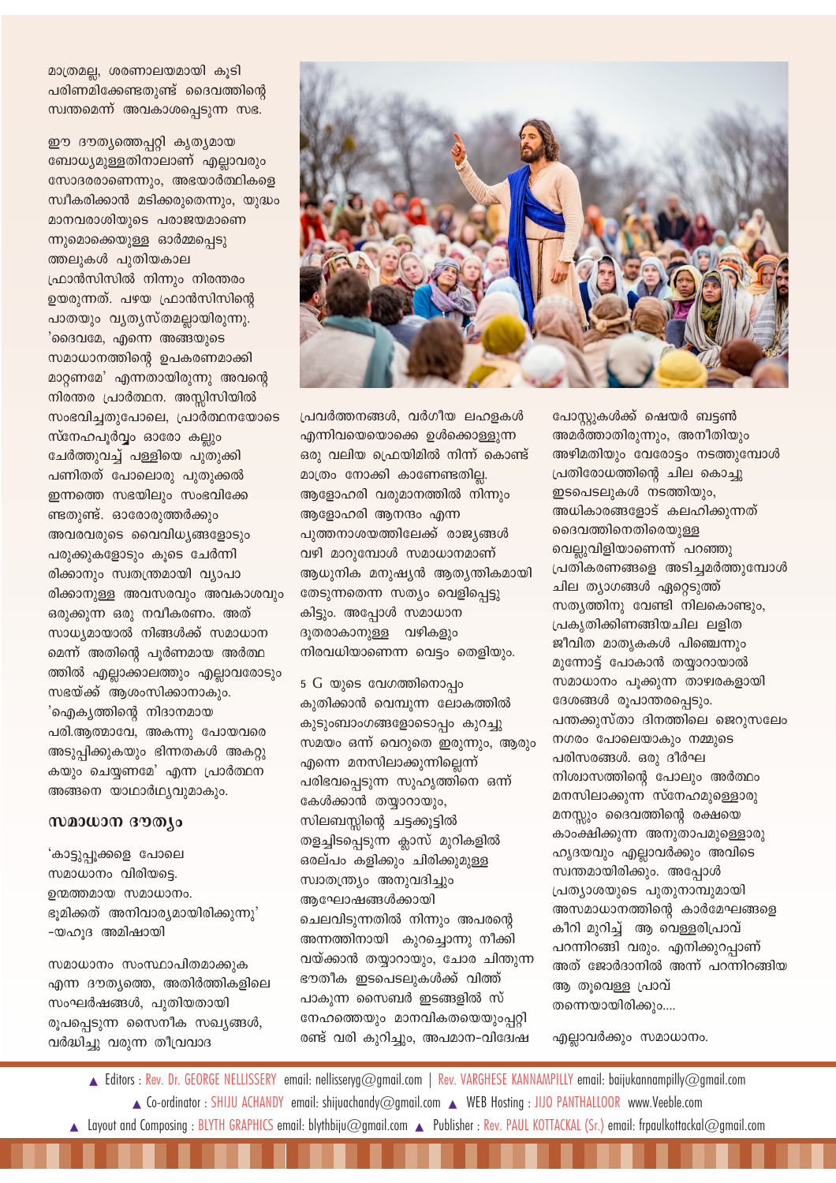മാത്രമല്ല, ശരണാലയമായി കൂടി പരിണമിക്കേണ്ടതുണ്ട് ദൈവത്തിന്റെ സ്വന്തമെന്ന് അവകാശപ്പെടുന്ന സഭ.

ഈ ദൗത്യത്തെപ്പറ്റി കൃത്യമായ ബോധ്യമുള്ളതിനാലാണ് എല്ലാവരും സോദരരാണെന്നും, അഭയാർത്ഥികളെ സ്വീകരിക്കാൻ മടിക്കരുതെന്നും, യുദ്ധം മാനവരാശിയുടെ പരാജയമാണെന്നുമൊക്കെയുള്ള ഓർമ്മപ്പെടുത്തലുകൾ പുതിയകാല ഫ്രാൻസിസിൽ നിന്നും നിരന്തരം ഉയരുന്നത്. പഴയ ഫ്രാൻസിസിന്റെ പാതയും വ്യത്യസ്തമല്ലായിരുന്നു. 'ദൈവമേ, എന്നെ അങ്ങയുടെ സമാധാനത്തിന്റെ ഉപകരണമാക്കി മാറ്റണമേ' എന്നതായിരുന്നു അവന്റെ നിരന്തര പ്രാർത്ഥന. അസ്സിസിയിൽ സംഭവിച്ചതുപോലെ, പ്രാർത്ഥനയോടെ സ്നേഹപൂർവ്വം ഓരോ കല്ലും ചേർത്തുവച്ച് പള്ളിയെ പുതുക്കി പണിതത് പോലൊരു പുതുക്കൽ ഇന്നത്തെ സഭയിലും സംഭവിക്കേണ്ടതുണ്ട്. ഓരോരുത്തർക്കും അവരവരുടെ വൈവിധ്യങ്ങളോടും പരുക്കുകളോടും കൂടെ ചേർന്നിരിക്കാനും സ്വതന്ത്രമായി വ്യാപരിക്കാനുമുള്ള അവസരവും അവകാശവും ഒരുക്കുന്ന ഒരു നവീകരണം. അത് സാധ്യമായാൽ നിങ്ങൾക്ക് സമാധാനമെന്ന് അതിന്റെ പൂർണമായ അർത്ഥത്തിൽ എല്ലാക്കാലത്തും എല്ലാവരോടും സഭയ്ക്ക് ആശംസിക്കാനാകും. 'ഐക്യത്തിന്റെ നിദാനമായ പരി.ആത്മാവേ, അകന്നു പോയവരെ അടുപ്പിക്കുകയും ഭിന്നതകൾ അകറ്റുകയും ചെയ്യണമേ' എന്ന പ്രാർത്ഥന അങ്ങനെ യാഥാർഥ്യവുമാകും.

## സമാധാന ദൗത്യം

'കാട്ടുപ്പൂക്കളെ പോലെ
സമാധാനം വിരിയട്ടെ.
ഉന്മത്തമായ സമാധാനം.
ഭൂമിക്കത് അനിവാര്യമായിരിക്കുന്നു'
-യഹൂദ അമിഷായി

സമാധാനം സംസ്ഥാപിതമാക്കുക എന്ന ദൗത്യത്തെ, അതിർത്തികളിലെ സംഘർഷങ്ങൾ, പുതിയതായി രൂപപ്പെടുന്ന സൈനീക സഖ്യങ്ങൾ, വർദ്ധിച്ചു വരുന്ന തീവ്രവാദ പ്രവർത്തനങ്ങൾ, വർഗീയ ലഹളകൾ എന്നിവയെയൊക്കെ ഉൾക്കൊള്ളുന്ന ഒരു വലിയ ഫ്രെയിമിൽ നിന്ന് കൊണ്ട് മാത്രം നോക്കി കാണേണ്ടതില്ല. ആളോഹരി വരുമാനത്തിൽ നിന്നും ആളോഹരി ആനന്ദം എന്ന പുത്തനാശയത്തിലേക്ക് രാജ്യങ്ങൾ വഴി മാറുമ്പോൾ സമാധാനമാണ് ആധുനിക മനുഷ്യൻ ആത്യന്തികമായി തേടുന്നതെന്ന സത്യം വെളിപ്പെട്ടു കിട്ടും. അപ്പോൾ സമാധാന ദൂതരാകാനുള്ള വഴികളും നിരവധിയാണെന്ന വെട്ടം തെളിയും.

5 G യുടെ വേഗത്തിനൊപ്പം കുതിക്കാൻ വെമ്പുന്ന ലോകത്തിൽ കുടുംബാംഗങ്ങളോടൊപ്പം കുറച്ചു സമയം ഒന്ന് വെറുതെ ഇരുന്നും, ആരും എന്നെ മനസിലാക്കുന്നില്ലെന്ന് പരിഭവപ്പെടുന്ന സുഹൃത്തിനെ ഒന്ന് കേൾക്കാൻ തയ്യാറായും, സിലബസ്സിന്റെ ചട്ടക്കൂട്ടിൽ തളച്ചിടപ്പെടുന്ന ക്ലാസ് മുറികളിൽ ഒരല്പം കളിക്കും ചിരിക്കുമുള്ള സ്വാതന്ത്ര്യം അനുവദിച്ചും ആഘോഷങ്ങൾക്കായി ചെലവിടുന്നതിൽ നിന്നും അപരന്റെ അന്നത്തിനായി കുറച്ചൊന്നു നീക്കി വയ്ക്കാൻ തയ്യാറായും, ചോര ചിന്തുന്ന ഭൗതീക ഇടപെടലുകൾക്ക് വിത്ത് പാകുന്ന സൈബർ ഇടങ്ങളിൽ സ്നേഹത്തെയും മാനവികതയെയുംപ്പറ്റി രണ്ട് വരി കുറിച്ചും, അപമാന-വിദ്വേഷ പോസ്റ്റുകൾക്ക് ഷെയർ ബട്ടൺ അമർത്താതിരുന്നും, അനീതിയും അഴിമതിയും വേരോട്ടം നടത്തുമ്പോൾ പ്രതിരോധത്തിന്റെ ചില കൊച്ചു ഇടപെടലുകൾ നടത്തിയും, അധികാരങ്ങളോട് കലഹിക്കുന്നത് ദൈവത്തിനെതിരെയുള്ള വെല്ലുവിളിയാണെന്ന് പറഞ്ഞു പ്രതികരണങ്ങളെ അടിച്ചമർത്തുമ്പോൾ ചില ത്യാഗങ്ങൾ ഏറ്റെടുത്ത് സത്യത്തിനു വേണ്ടി നിലകൊണ്ടും, പ്രകൃതിക്കിണങ്ങിയചില ലളിത ജീവിത മാതൃകകൾ പിഞ്ചെന്നും മുന്നോട്ട് പോകാൻ തയ്യാറായാൽ സമാധാനം പൂക്കുന്ന താഴ്‌വരകളായി ദേശങ്ങൾ രൂപാന്തരപ്പെടും. പന്തക്കുസ്താ ദിനത്തിലെ ജെറുസലേം നഗരം പോലെയാകും നമ്മുടെ പരിസരങ്ങൾ. ഒരു ദീർഘ നിശ്വാസത്തിന്റെ പോലും അർത്ഥം മനസിലാക്കുന്ന സ്നേഹമുള്ളൊരു മനസ്സും ദൈവത്തിന്റെ രക്ഷയെ കാംക്ഷിക്കുന്ന അനുതാപമുള്ളൊരു ഹൃദയവും എല്ലാവർക്കും അവിടെ സ്വന്തമായിരിക്കും. അപ്പോൾ പ്രത്യാശയുടെ പുതുനാമ്പുമായി അസമാധാനത്തിന്റെ കാർമേഘങ്ങളെ കീറി മുറിച്ച് ആ വെള്ളരിപ്രാവ് പറന്നിറങ്ങി വരും. എനിക്കുറപ്പാണ് അത് ജോർദാനിൽ അന്ന് പറന്നിറങ്ങിയ ആ തൂവെള്ള പ്രാവ് തന്നെയായിരിക്കും....

എല്ലാവർക്കും സമാധാനം.

▲ Editors : Rev. Dr. GEORGE NELLISSERY email: nellisseryg@gmail.com | Rev. VARGHESE KANNAMPILLY email: baijukannampilly@gmail.com
▲ Co-ordinator : SHIJU ACHANDY email: shijuachandy@gmail.com ▲ WEB Hosting : JIJO PANTHALLOOR www.Veeble.com
▲ Layout and Composing : BLYTH GRAPHICS email: blythbiju@gmail.com ▲ Publisher : Rev. PAUL KOTTACKAL (Sr.) email: frpaulkottackal@gmail.com